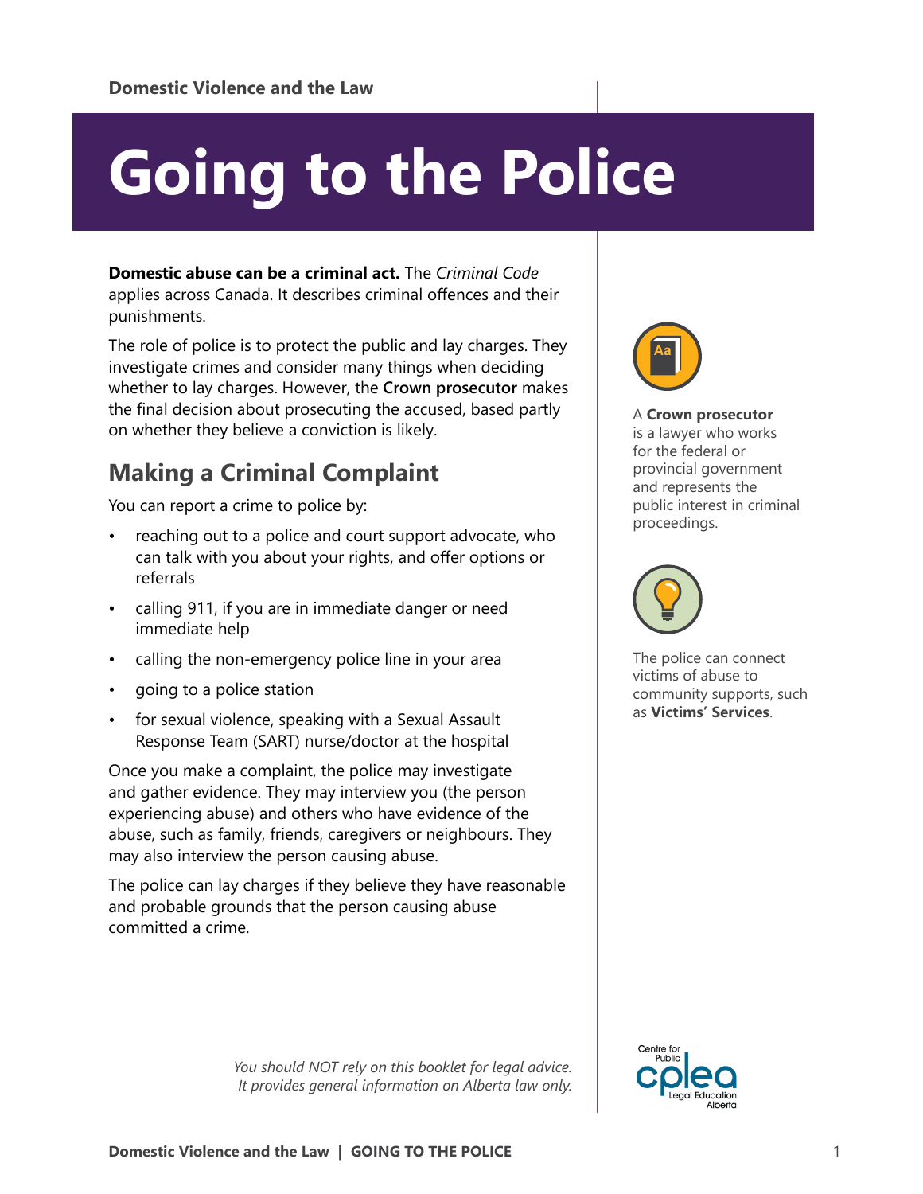Domestic Violence and the Law

# Going to the Police

**Domestic abuse can be a criminal act.** The *Criminal Code* applies across Canada. It describes criminal offences and their punishments.

The role of police is to protect the public and lay charges. They investigate crimes and consider many things when deciding whether to lay charges. However, the **Crown prosecutor** makes the final decision about prosecuting the accused, based partly on whether they believe a conviction is likely.

A **Crown prosecutor** is a lawyer who works for the federal or provincial government and represents the public interest in criminal proceedings.

## Making a Criminal Complaint

You can report a crime to police by:

- reaching out to a police and court support advocate, who can talk with you about your rights, and offer options or referrals
- calling 911, if you are in immediate danger or need immediate help
- calling the non-emergency police line in your area
- going to a police station
- for sexual violence, speaking with a Sexual Assault Response Team (SART) nurse/doctor at the hospital

Once you make a complaint, the police may investigate and gather evidence. They may interview you (the person experiencing abuse) and others who have evidence of the abuse, such as family, friends, caregivers or neighbours. They may also interview the person causing abuse.

The police can lay charges if they believe they have reasonable and probable grounds that the person causing abuse committed a crime.

The police can connect victims of abuse to community supports, such as **Victims' Services**.

*You should NOT rely on this booklet for legal advice. It provides general information on Alberta law only.*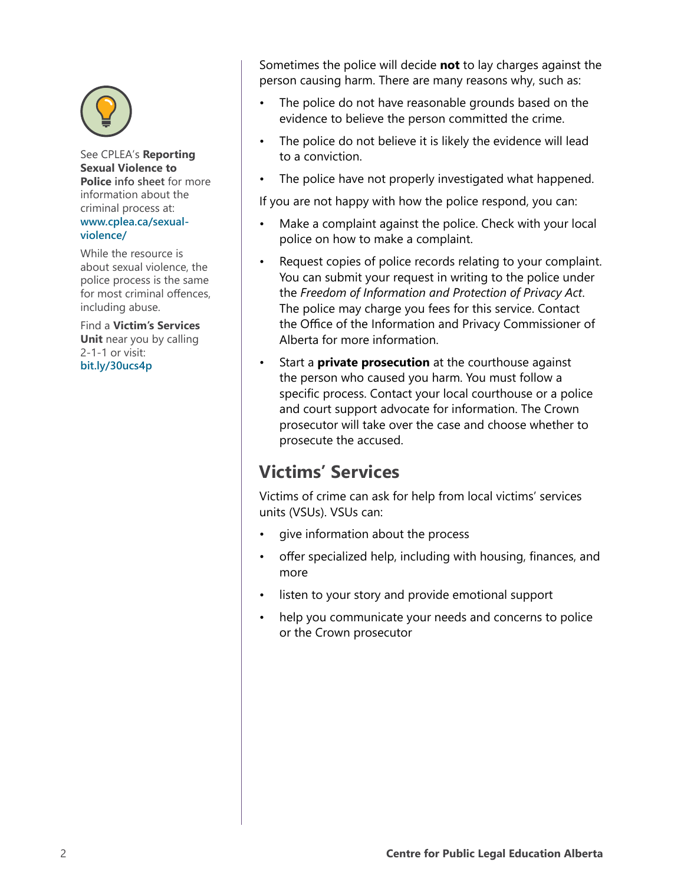Sometimes the police will decide **not** to lay charges against the person causing harm. There are many reasons why, such as:

- The police do not have reasonable grounds based on the evidence to believe the person committed the crime.
- The police do not believe it is likely the evidence will lead to a conviction.
- The police have not properly investigated what happened.

If you are not happy with how the police respond, you can:

- Make a complaint against the police. Check with your local police on how to make a complaint.
- Request copies of police records relating to your complaint. You can submit your request in writing to the police under the *Freedom of Information and Protection of Privacy Act*. The police may charge you fees for this service. Contact the Office of the Information and Privacy Commissioner of Alberta for more information.
- Start a **private prosecution** at the courthouse against the person who caused you harm. You must follow a specific process. Contact your local courthouse or a police and court support advocate for information. The Crown prosecutor will take over the case and choose whether to prosecute the accused.

See CPLEA's **Reporting Sexual Violence to Police** info sheet for more information about the criminal process at: www.cplea.ca/sexual-violence/

While the resource is about sexual violence, the police process is the same for most criminal offences, including abuse.

Find a **Victim's Services Unit** near you by calling 2-1-1 or visit: bit.ly/30ucs4p

## Victims' Services

Victims of crime can ask for help from local victims' services units (VSUs). VSUs can:

- give information about the process
- offer specialized help, including with housing, finances, and more
- listen to your story and provide emotional support
- help you communicate your needs and concerns to police or the Crown prosecutor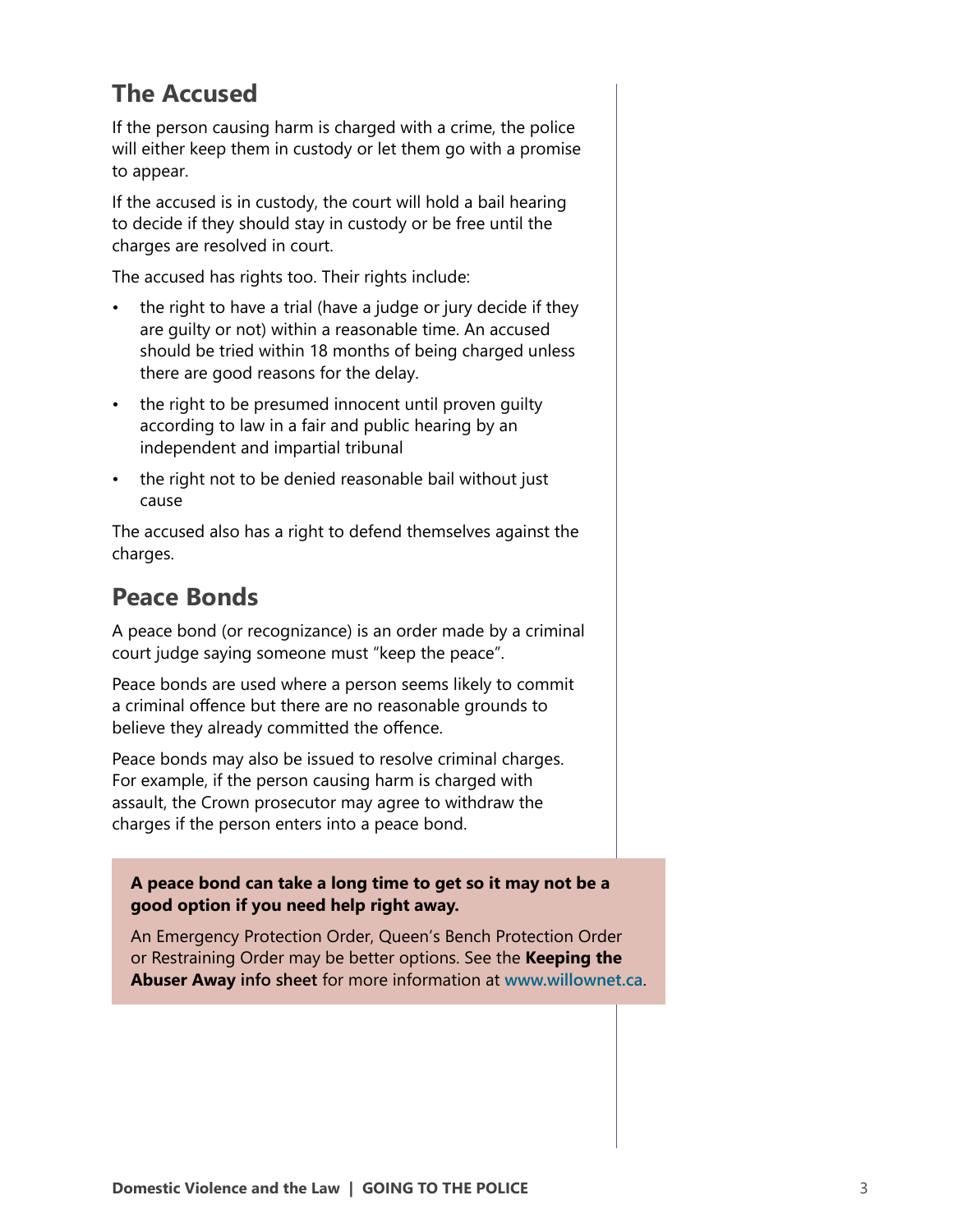## The Accused

If the person causing harm is charged with a crime, the police will either keep them in custody or let them go with a promise to appear.

If the accused is in custody, the court will hold a bail hearing to decide if they should stay in custody or be free until the charges are resolved in court.

The accused has rights too. Their rights include:

- the right to have a trial (have a judge or jury decide if they are guilty or not) within a reasonable time. An accused should be tried within 18 months of being charged unless there are good reasons for the delay.
- the right to be presumed innocent until proven guilty according to law in a fair and public hearing by an independent and impartial tribunal
- the right not to be denied reasonable bail without just cause

The accused also has a right to defend themselves against the charges.

## Peace Bonds

A peace bond (or recognizance) is an order made by a criminal court judge saying someone must "keep the peace".

Peace bonds are used where a person seems likely to commit a criminal offence but there are no reasonable grounds to believe they already committed the offence.

Peace bonds may also be issued to resolve criminal charges. For example, if the person causing harm is charged with assault, the Crown prosecutor may agree to withdraw the charges if the person enters into a peace bond.

**A peace bond can take a long time to get so it may not be a good option if you need help right away.**

An Emergency Protection Order, Queen's Bench Protection Order or Restraining Order may be better options. See the **Keeping the Abuser Away info sheet** for more information at **www.willownet.ca**.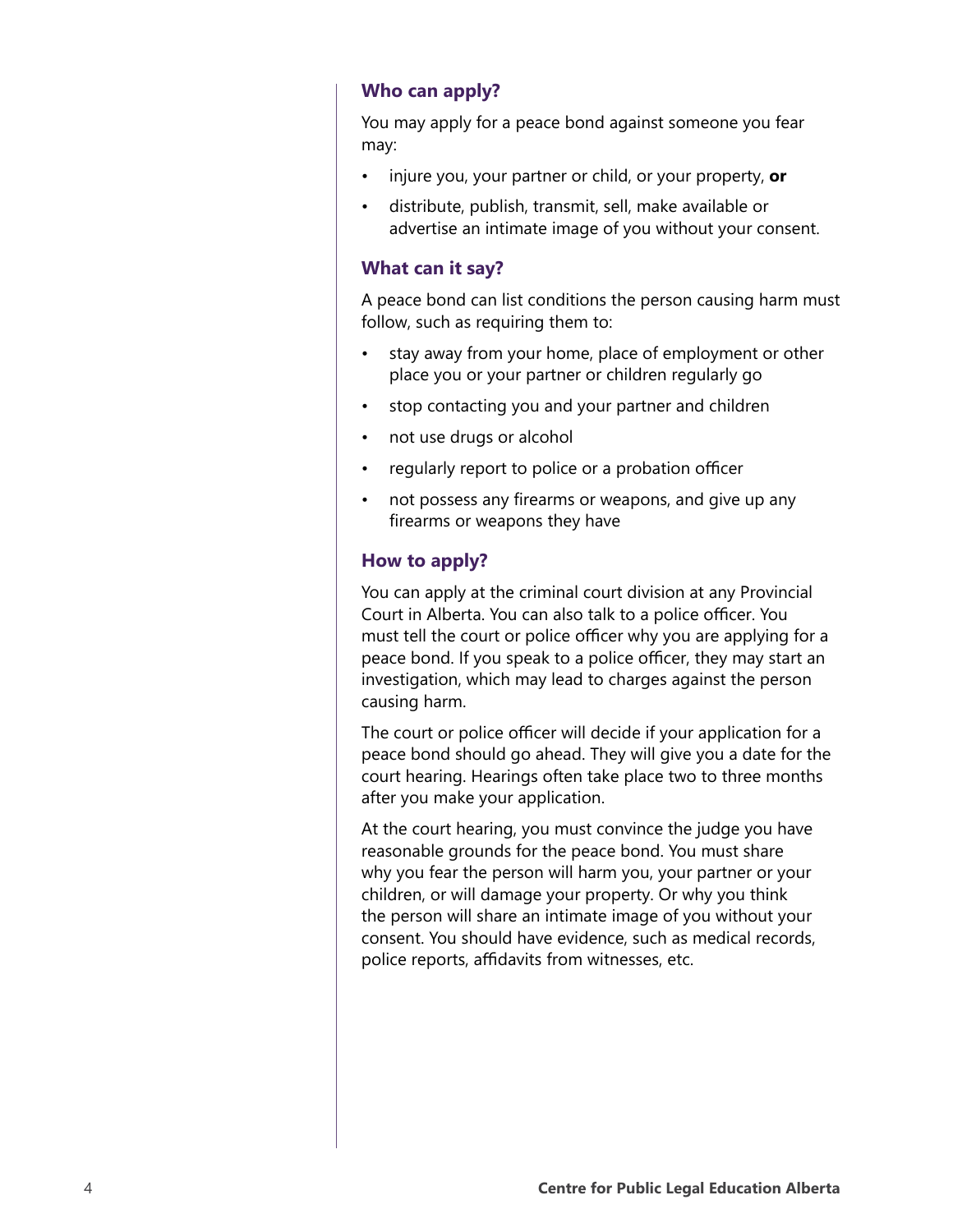### Who can apply?

You may apply for a peace bond against someone you fear may:

- injure you, your partner or child, or your property, **or**
- distribute, publish, transmit, sell, make available or advertise an intimate image of you without your consent.

### What can it say?

A peace bond can list conditions the person causing harm must follow, such as requiring them to:

- stay away from your home, place of employment or other place you or your partner or children regularly go
- stop contacting you and your partner and children
- not use drugs or alcohol
- regularly report to police or a probation officer
- not possess any firearms or weapons, and give up any firearms or weapons they have

### How to apply?

You can apply at the criminal court division at any Provincial Court in Alberta. You can also talk to a police officer. You must tell the court or police officer why you are applying for a peace bond. If you speak to a police officer, they may start an investigation, which may lead to charges against the person causing harm.

The court or police officer will decide if your application for a peace bond should go ahead. They will give you a date for the court hearing. Hearings often take place two to three months after you make your application.

At the court hearing, you must convince the judge you have reasonable grounds for the peace bond. You must share why you fear the person will harm you, your partner or your children, or will damage your property. Or why you think the person will share an intimate image of you without your consent. You should have evidence, such as medical records, police reports, affidavits from witnesses, etc.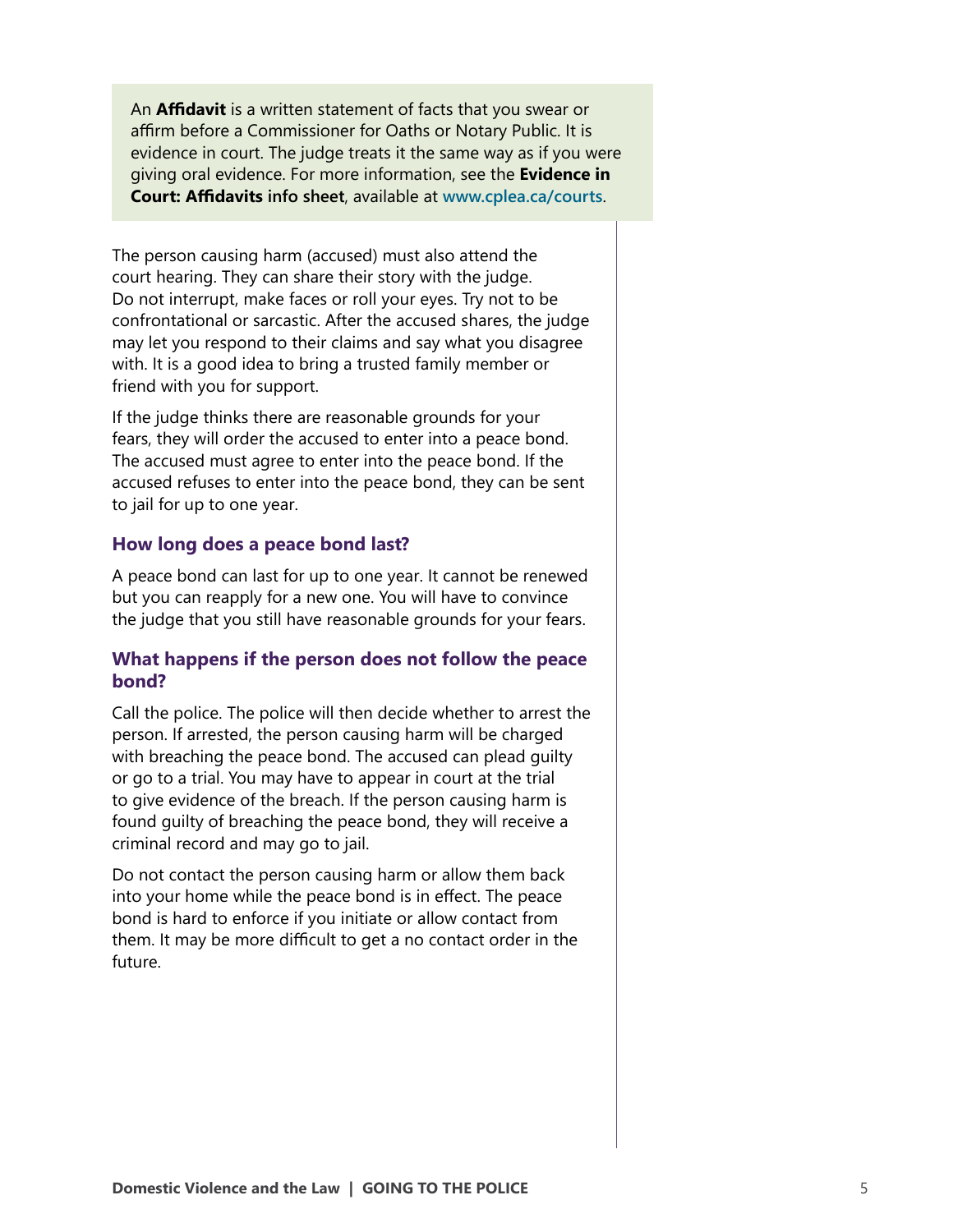An **Affidavit** is a written statement of facts that you swear or affirm before a Commissioner for Oaths or Notary Public. It is evidence in court. The judge treats it the same way as if you were giving oral evidence. For more information, see the **Evidence in Court: Affidavits info sheet**, available at www.cplea.ca/courts.

The person causing harm (accused) must also attend the court hearing. They can share their story with the judge. Do not interrupt, make faces or roll your eyes. Try not to be confrontational or sarcastic. After the accused shares, the judge may let you respond to their claims and say what you disagree with. It is a good idea to bring a trusted family member or friend with you for support.

If the judge thinks there are reasonable grounds for your fears, they will order the accused to enter into a peace bond. The accused must agree to enter into the peace bond. If the accused refuses to enter into the peace bond, they can be sent to jail for up to one year.

### How long does a peace bond last?

A peace bond can last for up to one year. It cannot be renewed but you can reapply for a new one. You will have to convince the judge that you still have reasonable grounds for your fears.

### What happens if the person does not follow the peace bond?

Call the police. The police will then decide whether to arrest the person. If arrested, the person causing harm will be charged with breaching the peace bond. The accused can plead guilty or go to a trial. You may have to appear in court at the trial to give evidence of the breach. If the person causing harm is found guilty of breaching the peace bond, they will receive a criminal record and may go to jail.

Do not contact the person causing harm or allow them back into your home while the peace bond is in effect. The peace bond is hard to enforce if you initiate or allow contact from them. It may be more difficult to get a no contact order in the future.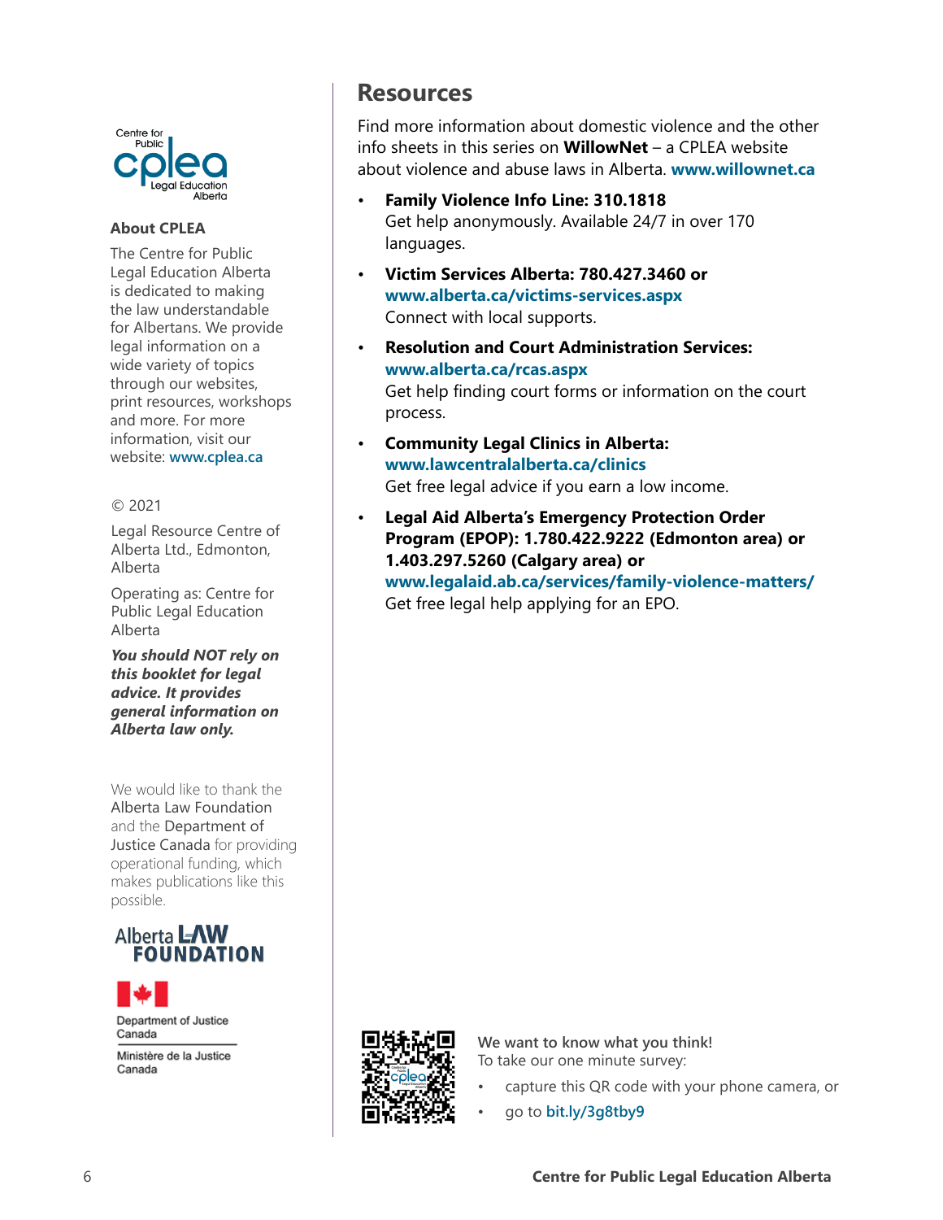Centre for Public Legal Education Alberta

**About CPLEA**

The Centre for Public Legal Education Alberta is dedicated to making the law understandable for Albertans. We provide legal information on a wide variety of topics through our websites, print resources, workshops and more. For more information, visit our website: www.cplea.ca

© 2021

Legal Resource Centre of Alberta Ltd., Edmonton, Alberta

Operating as: Centre for Public Legal Education Alberta

***You should NOT rely on this booklet for legal advice. It provides general information on Alberta law only.***

We would like to thank the Alberta Law Foundation and the Department of Justice Canada for providing operational funding, which makes publications like this possible.

Alberta LAW FOUNDATION

Department of Justice Canada

Ministère de la Justice Canada

## Resources

Find more information about domestic violence and the other info sheets in this series on **WillowNet** – a CPLEA website about violence and abuse laws in Alberta. **www.willownet.ca**

- **Family Violence Info Line: 310.1818**
  Get help anonymously. Available 24/7 in over 170 languages.
- **Victim Services Alberta: 780.427.3460 or www.alberta.ca/victims-services.aspx**
  Connect with local supports.
- **Resolution and Court Administration Services: www.alberta.ca/rcas.aspx**
  Get help finding court forms or information on the court process.
- **Community Legal Clinics in Alberta: www.lawcentralalberta.ca/clinics**
  Get free legal advice if you earn a low income.
- **Legal Aid Alberta's Emergency Protection Order Program (EPOP): 1.780.422.9222 (Edmonton area) or 1.403.297.5260 (Calgary area) or www.legalaid.ab.ca/services/family-violence-matters/**
  Get free legal help applying for an EPO.

We want to know what you think!
To take our one minute survey:

- capture this QR code with your phone camera, or
- go to bit.ly/3g8tby9